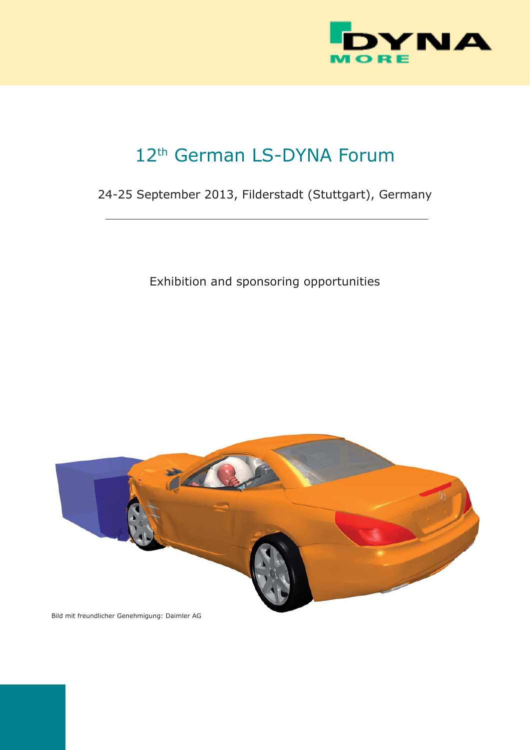# 12th German LS-DYNA Forum

24-25 September 2013, Filderstadt (Stuttgart), Germany

---

Exhibition and sponsoring opportunities

Bild mit freundlicher Genehmigung: Daimler AG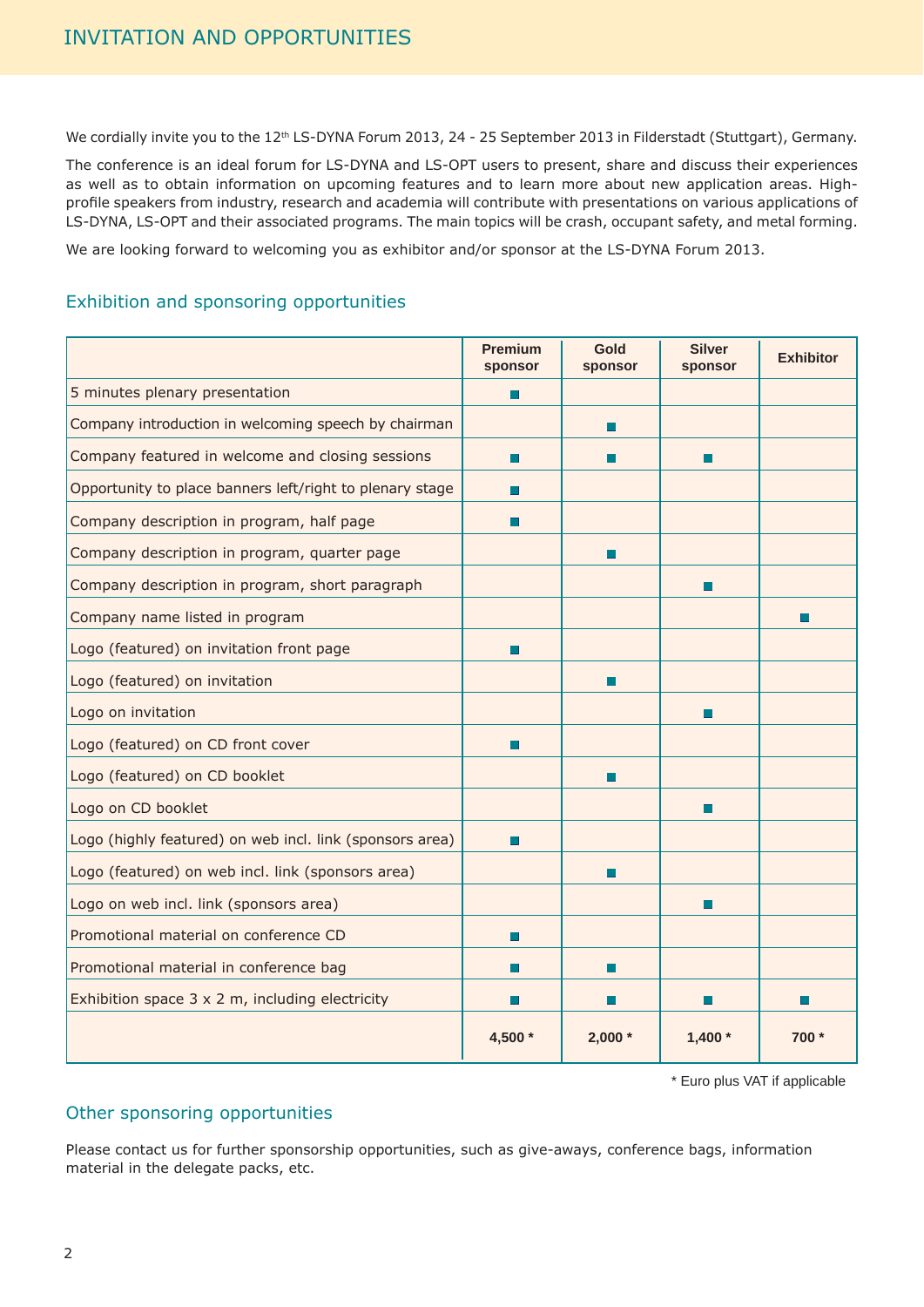# INVITATION AND OPPORTUNITIES

We cordially invite you to the 12th LS-DYNA Forum 2013, 24 - 25 September 2013 in Filderstadt (Stuttgart), Germany.

The conference is an ideal forum for LS-DYNA and LS-OPT users to present, share and discuss their experiences as well as to obtain information on upcoming features and to learn more about new application areas. High-profile speakers from industry, research and academia will contribute with presentations on various applications of LS-DYNA, LS-OPT and their associated programs. The main topics will be crash, occupant safety, and metal forming.

We are looking forward to welcoming you as exhibitor and/or sponsor at the LS-DYNA Forum 2013.

## Exhibition and sponsoring opportunities

| | Premium sponsor | Gold sponsor | Silver sponsor | Exhibitor |
|---|---|---|---|---|
| 5 minutes plenary presentation | ■ | | | |
| Company introduction in welcoming speech by chairman | | ■ | | |
| Company featured in welcome and closing sessions | ■ | ■ | ■ | |
| Opportunity to place banners left/right to plenary stage | ■ | | | |
| Company description in program, half page | ■ | | | |
| Company description in program, quarter page | | ■ | | |
| Company description in program, short paragraph | | | ■ | |
| Company name listed in program | | | | ■ |
| Logo (featured) on invitation front page | ■ | | | |
| Logo (featured) on invitation | | ■ | | |
| Logo on invitation | | | ■ | |
| Logo (featured) on CD front cover | ■ | | | |
| Logo (featured) on CD booklet | | ■ | | |
| Logo on CD booklet | | | ■ | |
| Logo (highly featured) on web incl. link (sponsors area) | ■ | | | |
| Logo (featured) on web incl. link (sponsors area) | | ■ | | |
| Logo on web incl. link (sponsors area) | | | ■ | |
| Promotional material on conference CD | ■ | | | |
| Promotional material in conference bag | ■ | ■ | | |
| Exhibition space 3 x 2 m, including electricity | ■ | ■ | ■ | ■ |
| | **4,500 *** | **2,000 *** | **1,400 *** | **700 *** |

* Euro plus VAT if applicable

## Other sponsoring opportunities

Please contact us for further sponsorship opportunities, such as give-aways, conference bags, information material in the delegate packs, etc.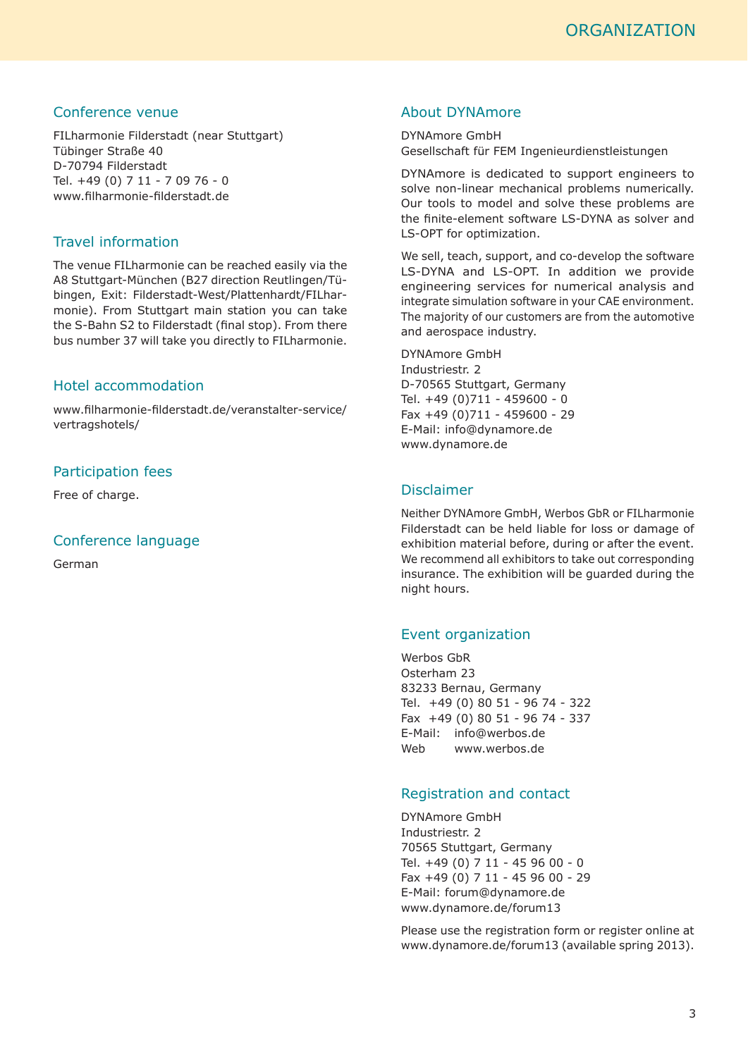# ORGANIZATION

## Conference venue

FILharmonie Filderstadt (near Stuttgart)
Tübinger Straße 40
D-70794 Filderstadt
Tel. +49 (0) 7 11 - 7 09 76 - 0
www.filharmonie-filderstadt.de

## Travel information

The venue FILharmonie can be reached easily via the A8 Stuttgart-München (B27 direction Reutlingen/Tübingen, Exit: Filderstadt-West/Plattenhardt/FILharmonie). From Stuttgart main station you can take the S-Bahn S2 to Filderstadt (final stop). From there bus number 37 will take you directly to FILharmonie.

## Hotel accommodation

www.filharmonie-filderstadt.de/veranstalter-service/vertragshotels/

## Participation fees

Free of charge.

## Conference language

German

## About DYNAmore

DYNAmore GmbH
Gesellschaft für FEM Ingenieurdienstleistungen

DYNAmore is dedicated to support engineers to solve non-linear mechanical problems numerically. Our tools to model and solve these problems are the finite-element software LS-DYNA as solver and LS-OPT for optimization.

We sell, teach, support, and co-develop the software LS-DYNA and LS-OPT. In addition we provide engineering services for numerical analysis and integrate simulation software in your CAE environment. The majority of our customers are from the automotive and aerospace industry.

DYNAmore GmbH
Industriestr. 2
D-70565 Stuttgart, Germany
Tel. +49 (0)711 - 459600 - 0
Fax +49 (0)711 - 459600 - 29
E-Mail: info@dynamore.de
www.dynamore.de

## Disclaimer

Neither DYNAmore GmbH, Werbos GbR or FILharmonie Filderstadt can be held liable for loss or damage of exhibition material before, during or after the event. We recommend all exhibitors to take out corresponding insurance. The exhibition will be guarded during the night hours.

## Event organization

Werbos GbR
Osterham 23
83233 Bernau, Germany
Tel. +49 (0) 80 51 - 96 74 - 322
Fax +49 (0) 80 51 - 96 74 - 337
E-Mail: info@werbos.de
Web www.werbos.de

## Registration and contact

DYNAmore GmbH
Industriestr. 2
70565 Stuttgart, Germany
Tel. +49 (0) 7 11 - 45 96 00 - 0
Fax +49 (0) 7 11 - 45 96 00 - 29
E-Mail: forum@dynamore.de
www.dynamore.de/forum13

Please use the registration form or register online at www.dynamore.de/forum13 (available spring 2013).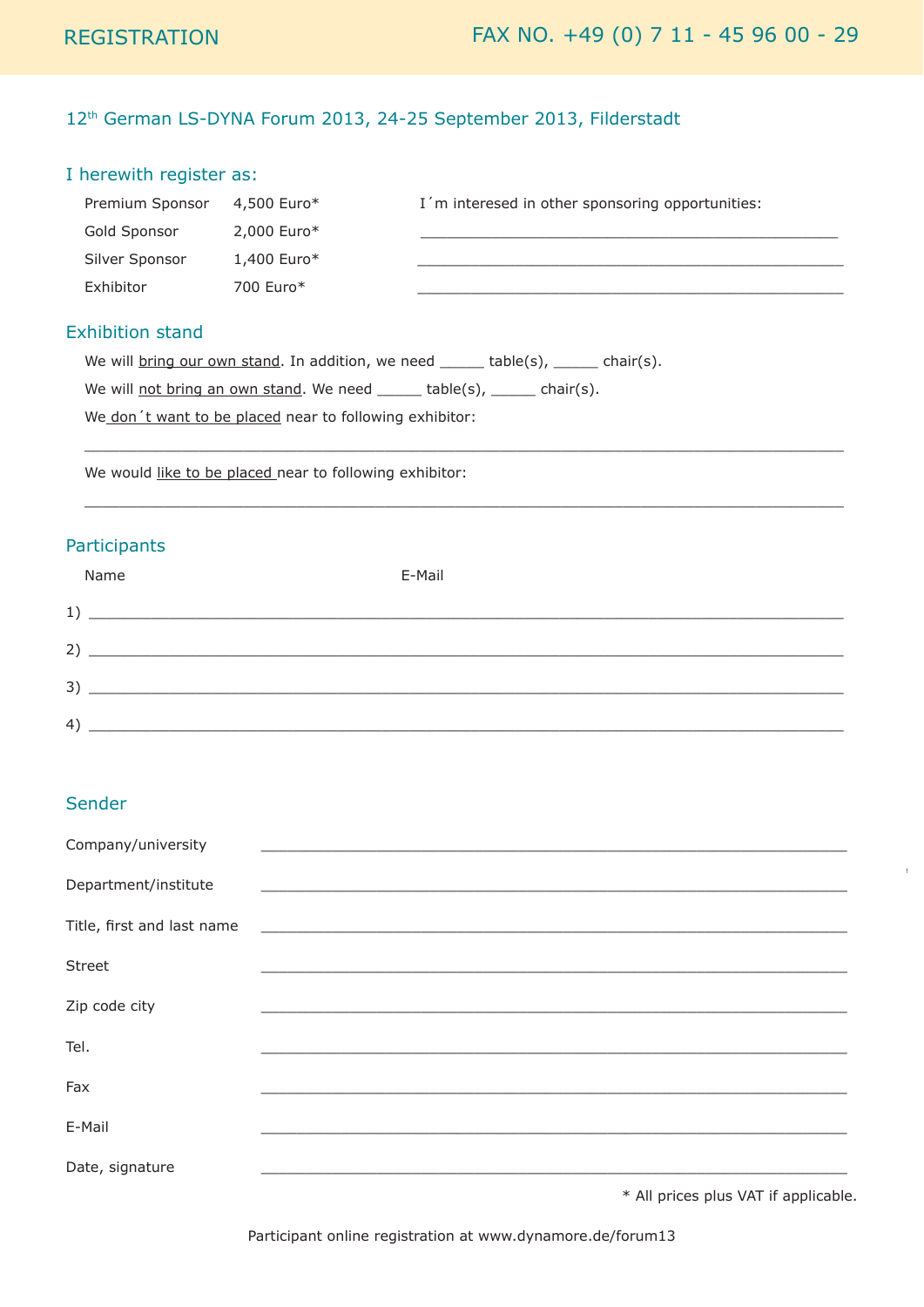REGISTRATION FAX NO. +49 (0) 7 11 - 45 96 00 - 29

## 12th German LS-DYNA Forum 2013, 24-25 September 2013, Filderstadt

### I herewith register as:

| | | |
|---|---|---|
| Premium Sponsor | 4,500 Euro* | I´m interesed in other sponsoring opportunities: |
| Gold Sponsor | 2,000 Euro* | ______________________________ |
| Silver Sponsor | 1,400 Euro* | ______________________________ |
| Exhibitor | 700 Euro* | ______________________________ |

### Exhibition stand

We will bring our own stand. In addition, we need _____ table(s), _____ chair(s).

We will not bring an own stand. We need _____ table(s), _____ chair(s).

We don´t want to be placed near to following exhibitor:

______________________________________________________________________

We would like to be placed near to following exhibitor:

______________________________________________________________________

### Participants

| | Name | E-Mail |
|---|---|---|
| 1) | | |
| 2) | | |
| 3) | | |
| 4) | | |

### Sender

| | |
|---|---|
| Company/university | ______________________________ |
| Department/institute | ______________________________ |
| Title, first and last name | ______________________________ |
| Street | ______________________________ |
| Zip code city | ______________________________ |
| Tel. | ______________________________ |
| Fax | ______________________________ |
| E-Mail | ______________________________ |
| Date, signature | ______________________________ |

* All prices plus VAT if applicable.

Participant online registration at www.dynamore.de/forum13